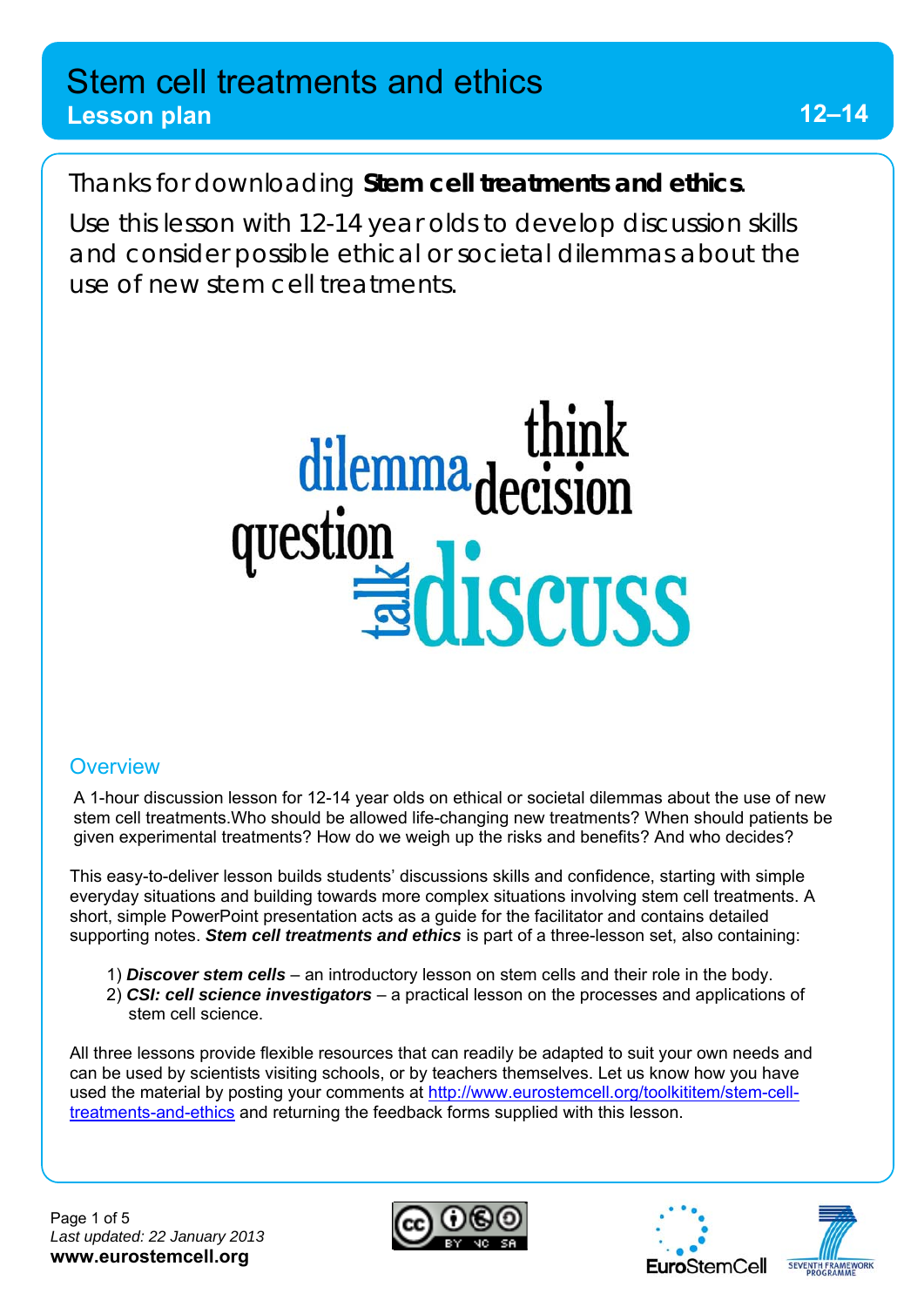# Stem cell treatments and ethics

**Lesson plan** **12–14**

Thanks for downloading **Stem cell treatments and ethics**.

Use this lesson with 12-14 year olds to develop discussion skills and consider possible ethical or societal dilemmas about the use of new stem cell treatments.

## Overview

A 1-hour discussion lesson for 12-14 year olds on ethical or societal dilemmas about the use of new stem cell treatments.Who should be allowed life-changing new treatments? When should patients be given experimental treatments? How do we weigh up the risks and benefits? And who decides?

This easy-to-deliver lesson builds students' discussions skills and confidence, starting with simple everyday situations and building towards more complex situations involving stem cell treatments. A short, simple PowerPoint presentation acts as a guide for the facilitator and contains detailed supporting notes. ***Stem cell treatments and ethics*** is part of a three-lesson set, also containing:

1) ***Discover stem cells*** – an introductory lesson on stem cells and their role in the body.
2) ***CSI: cell science investigators*** – a practical lesson on the processes and applications of stem cell science.

All three lessons provide flexible resources that can readily be adapted to suit your own needs and can be used by scientists visiting schools, or by teachers themselves. Let us know how you have used the material by posting your comments at http://www.eurostemcell.org/toolkititem/stem-cell-treatments-and-ethics and returning the feedback forms supplied with this lesson.

Last updated: 22 January 2013

www.eurostemcell.org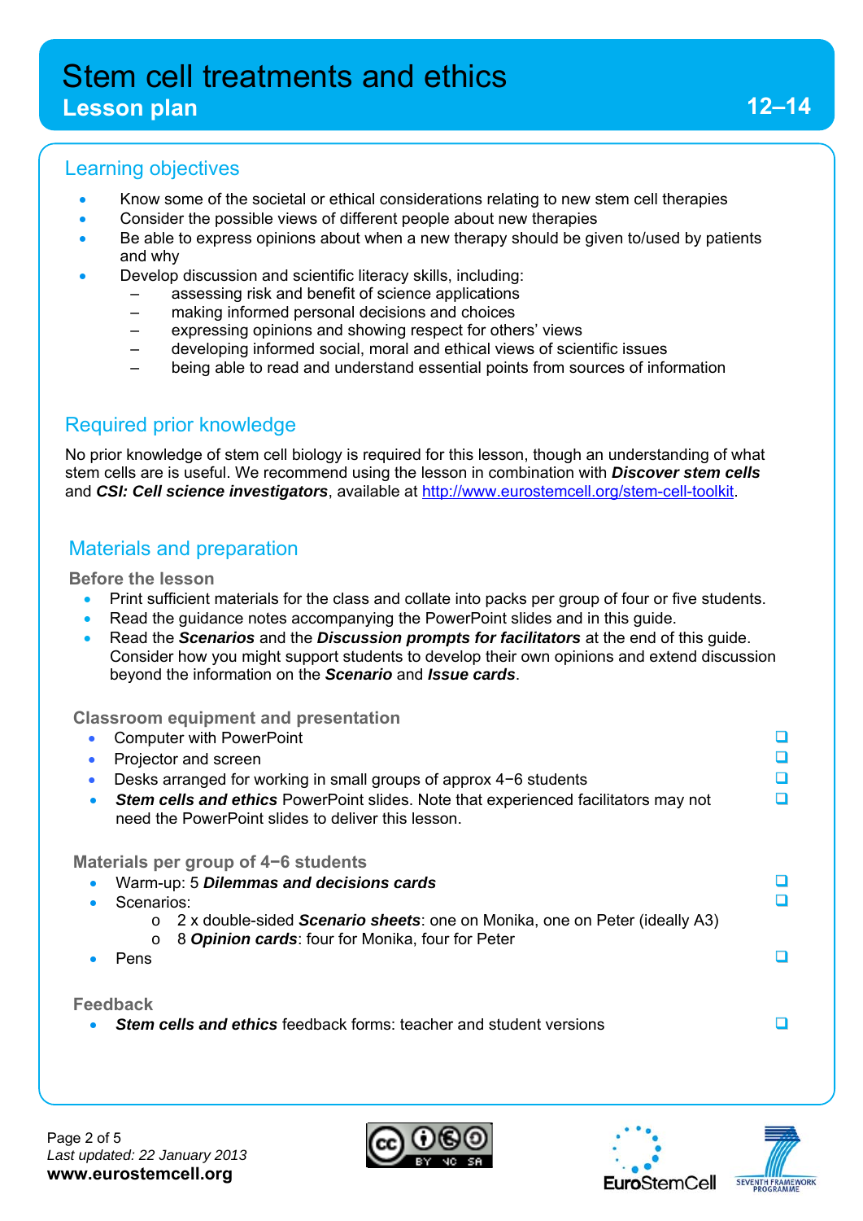# Stem cell treatments and ethics

**Lesson plan** **12–14**

## Learning objectives

- Know some of the societal or ethical considerations relating to new stem cell therapies
- Consider the possible views of different people about new therapies
- Be able to express opinions about when a new therapy should be given to/used by patients and why
- Develop discussion and scientific literacy skills, including:
  - assessing risk and benefit of science applications
  - making informed personal decisions and choices
  - expressing opinions and showing respect for others' views
  - developing informed social, moral and ethical views of scientific issues
  - being able to read and understand essential points from sources of information

## Required prior knowledge

No prior knowledge of stem cell biology is required for this lesson, though an understanding of what stem cells are is useful. We recommend using the lesson in combination with ***Discover stem cells*** and ***CSI: Cell science investigators***, available at http://www.eurostemcell.org/stem-cell-toolkit.

## Materials and preparation

### Before the lesson

- Print sufficient materials for the class and collate into packs per group of four or five students.
- Read the guidance notes accompanying the PowerPoint slides and in this guide.
- Read the ***Scenarios*** and the ***Discussion prompts for facilitators*** at the end of this guide. Consider how you might support students to develop their own opinions and extend discussion beyond the information on the ***Scenario*** and ***Issue cards***.

### Classroom equipment and presentation

- Computer with PowerPoint ❑
- Projector and screen ❑
- Desks arranged for working in small groups of approx 4−6 students ❑
- ***Stem cells and ethics*** PowerPoint slides. Note that experienced facilitators may not need the PowerPoint slides to deliver this lesson. ❑

### Materials per group of 4−6 students

- Warm-up: 5 ***Dilemmas and decisions cards*** ❑
- Scenarios: ❑
  - 2 x double-sided ***Scenario sheets***: one on Monika, one on Peter (ideally A3)
  - 8 ***Opinion cards***: four for Monika, four for Peter
- Pens ❑

### Feedback

- ***Stem cells and ethics*** feedback forms: teacher and student versions ❑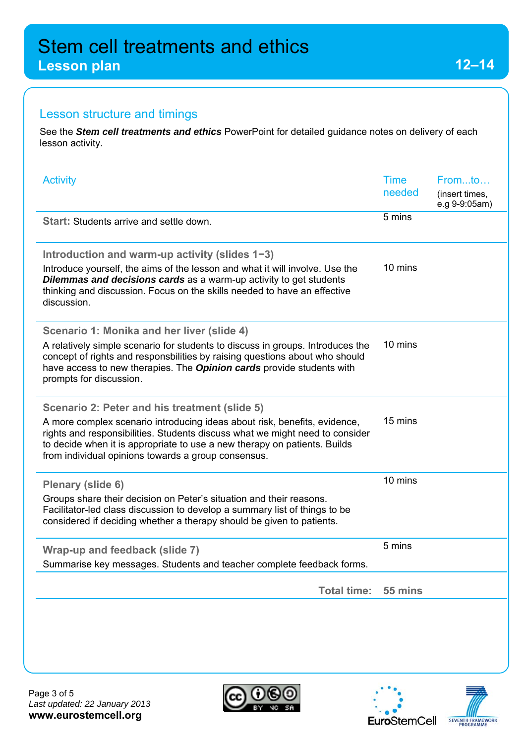# Stem cell treatments and ethics

## Lesson plan

12–14

### Lesson structure and timings

See the ***Stem cell treatments and ethics*** PowerPoint for detailed guidance notes on delivery of each lesson activity.

| Activity | Time needed | From...to… (insert times, e.g 9-9:05am) |
|---|---|---|
| **Start:** Students arrive and settle down. | 5 mins | |
| **Introduction and warm-up activity (slides 1−3)**<br>Introduce yourself, the aims of the lesson and what it will involve. Use the ***Dilemmas and decisions cards*** as a warm-up activity to get students thinking and discussion. Focus on the skills needed to have an effective discussion. | 10 mins | |
| **Scenario 1: Monika and her liver (slide 4)**<br>A relatively simple scenario for students to discuss in groups. Introduces the concept of rights and responsbilities by raising questions about who should have access to new therapies. The ***Opinion cards*** provide students with prompts for discussion. | 10 mins | |
| **Scenario 2: Peter and his treatment (slide 5)**<br>A more complex scenario introducing ideas about risk, benefits, evidence, rights and responsibilities. Students discuss what we might need to consider to decide when it is appropriate to use a new therapy on patients. Builds from individual opinions towards a group consensus. | 15 mins | |
| **Plenary (slide 6)**<br>Groups share their decision on Peter's situation and their reasons. Facilitator-led class discussion to develop a summary list of things to be considered if deciding whether a therapy should be given to patients. | 10 mins | |
| **Wrap-up and feedback (slide 7)**<br>Summarise key messages. Students and teacher complete feedback forms. | 5 mins | |
| **Total time:** | **55 mins** | |

Last updated: 22 January 2013
**www.eurostemcell.org**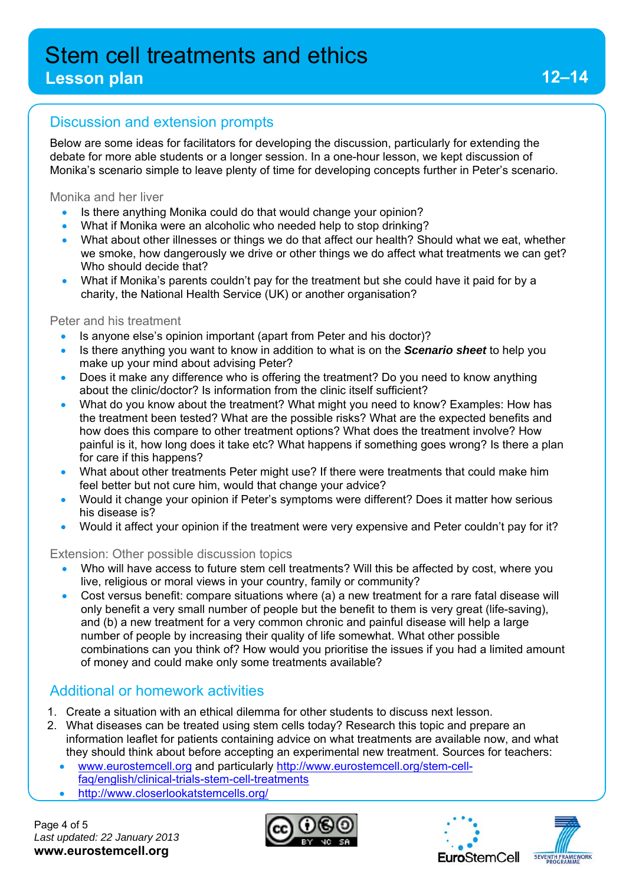# Stem cell treatments and ethics

## Lesson plan

12–14

## Discussion and extension prompts

Below are some ideas for facilitators for developing the discussion, particularly for extending the debate for more able students or a longer session. In a one-hour lesson, we kept discussion of Monika's scenario simple to leave plenty of time for developing concepts further in Peter's scenario.

### Monika and her liver

- Is there anything Monika could do that would change your opinion?
- What if Monika were an alcoholic who needed help to stop drinking?
- What about other illnesses or things we do that affect our health? Should what we eat, whether we smoke, how dangerously we drive or other things we do affect what treatments we can get? Who should decide that?
- What if Monika's parents couldn't pay for the treatment but she could have it paid for by a charity, the National Health Service (UK) or another organisation?

### Peter and his treatment

- Is anyone else's opinion important (apart from Peter and his doctor)?
- Is there anything you want to know in addition to what is on the ***Scenario sheet*** to help you make up your mind about advising Peter?
- Does it make any difference who is offering the treatment? Do you need to know anything about the clinic/doctor? Is information from the clinic itself sufficient?
- What do you know about the treatment? What might you need to know? Examples: How has the treatment been tested? What are the possible risks? What are the expected benefits and how does this compare to other treatment options? What does the treatment involve? How painful is it, how long does it take etc? What happens if something goes wrong? Is there a plan for care if this happens?
- What about other treatments Peter might use? If there were treatments that could make him feel better but not cure him, would that change your advice?
- Would it change your opinion if Peter's symptoms were different? Does it matter how serious his disease is?
- Would it affect your opinion if the treatment were very expensive and Peter couldn't pay for it?

### Extension: Other possible discussion topics

- Who will have access to future stem cell treatments? Will this be affected by cost, where you live, religious or moral views in your country, family or community?
- Cost versus benefit: compare situations where (a) a new treatment for a rare fatal disease will only benefit a very small number of people but the benefit to them is very great (life-saving), and (b) a new treatment for a very common chronic and painful disease will help a large number of people by increasing their quality of life somewhat. What other possible combinations can you think of? How would you prioritise the issues if you had a limited amount of money and could make only some treatments available?

## Additional or homework activities

1. Create a situation with an ethical dilemma for other students to discuss next lesson.
2. What diseases can be treated using stem cells today? Research this topic and prepare an information leaflet for patients containing advice on what treatments are available now, and what they should think about before accepting an experimental new treatment. Sources for teachers:
   - www.eurostemcell.org and particularly http://www.eurostemcell.org/stem-cell-faq/english/clinical-trials-stem-cell-treatments
   - http://www.closerlookatstemcells.org/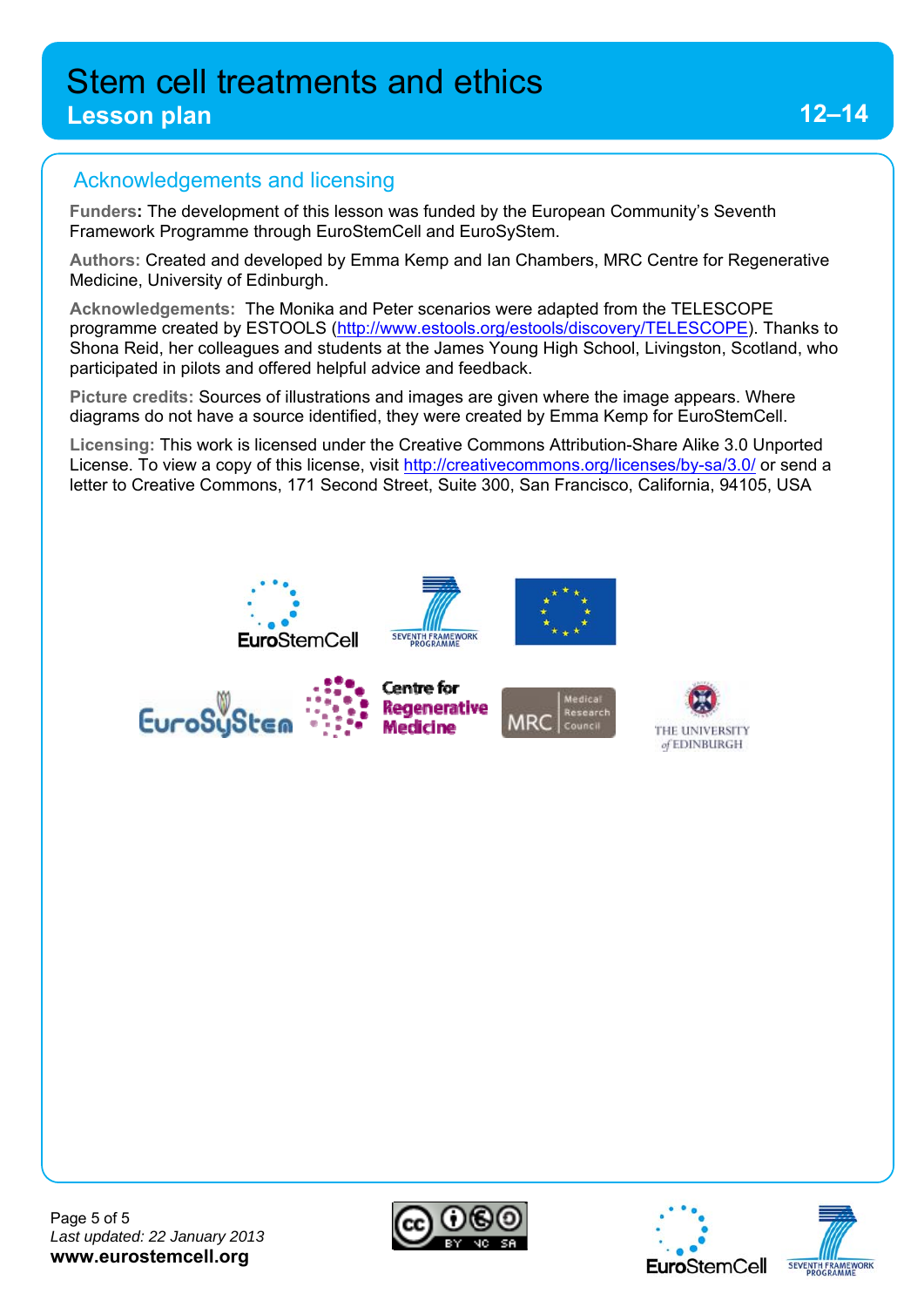# Stem cell treatments and ethics

## Lesson plan

12–14

## Acknowledgements and licensing

**Funders:** The development of this lesson was funded by the European Community's Seventh Framework Programme through EuroStemCell and EuroSyStem.

**Authors:** Created and developed by Emma Kemp and Ian Chambers, MRC Centre for Regenerative Medicine, University of Edinburgh.

**Acknowledgements:** The Monika and Peter scenarios were adapted from the TELESCOPE programme created by ESTOOLS (http://www.estools.org/estools/discovery/TELESCOPE). Thanks to Shona Reid, her colleagues and students at the James Young High School, Livingston, Scotland, who participated in pilots and offered helpful advice and feedback.

**Picture credits:** Sources of illustrations and images are given where the image appears. Where diagrams do not have a source identified, they were created by Emma Kemp for EuroStemCell.

**Licensing:** This work is licensed under the Creative Commons Attribution-Share Alike 3.0 Unported License. To view a copy of this license, visit http://creativecommons.org/licenses/by-sa/3.0/ or send a letter to Creative Commons, 171 Second Street, Suite 300, San Francisco, California, 94105, USA

*Last updated: 22 January 2013*

**www.eurostemcell.org**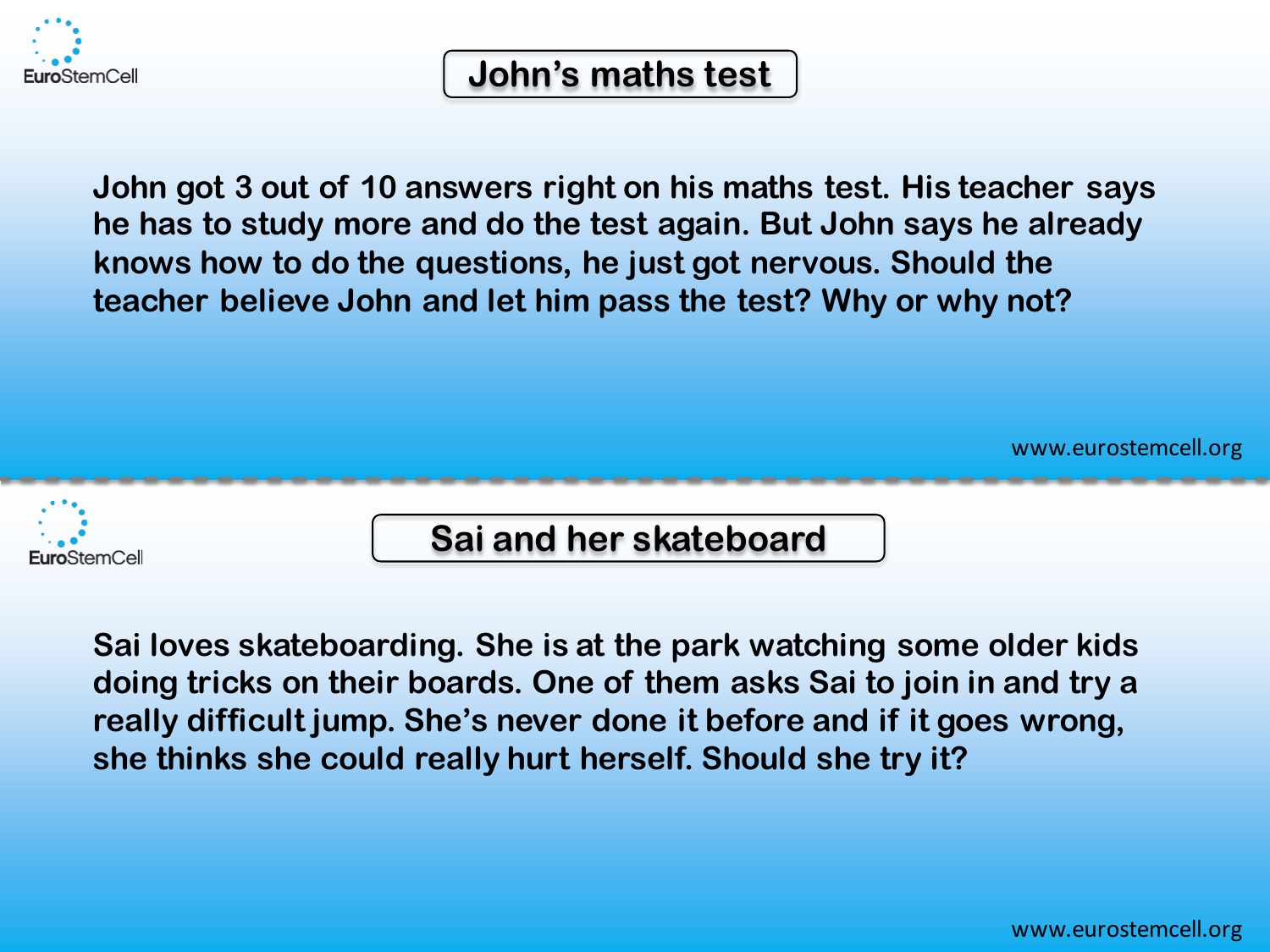## John's maths test

John got 3 out of 10 answers right on his maths test. His teacher says he has to study more and do the test again. But John says he already knows how to do the questions, he just got nervous. Should the teacher believe John and let him pass the test? Why or why not?

## Sai and her skateboard

Sai loves skateboarding. She is at the park watching some older kids doing tricks on their boards. One of them asks Sai to join in and try a really difficult jump. She's never done it before and if it goes wrong, she thinks she could really hurt herself. Should she try it?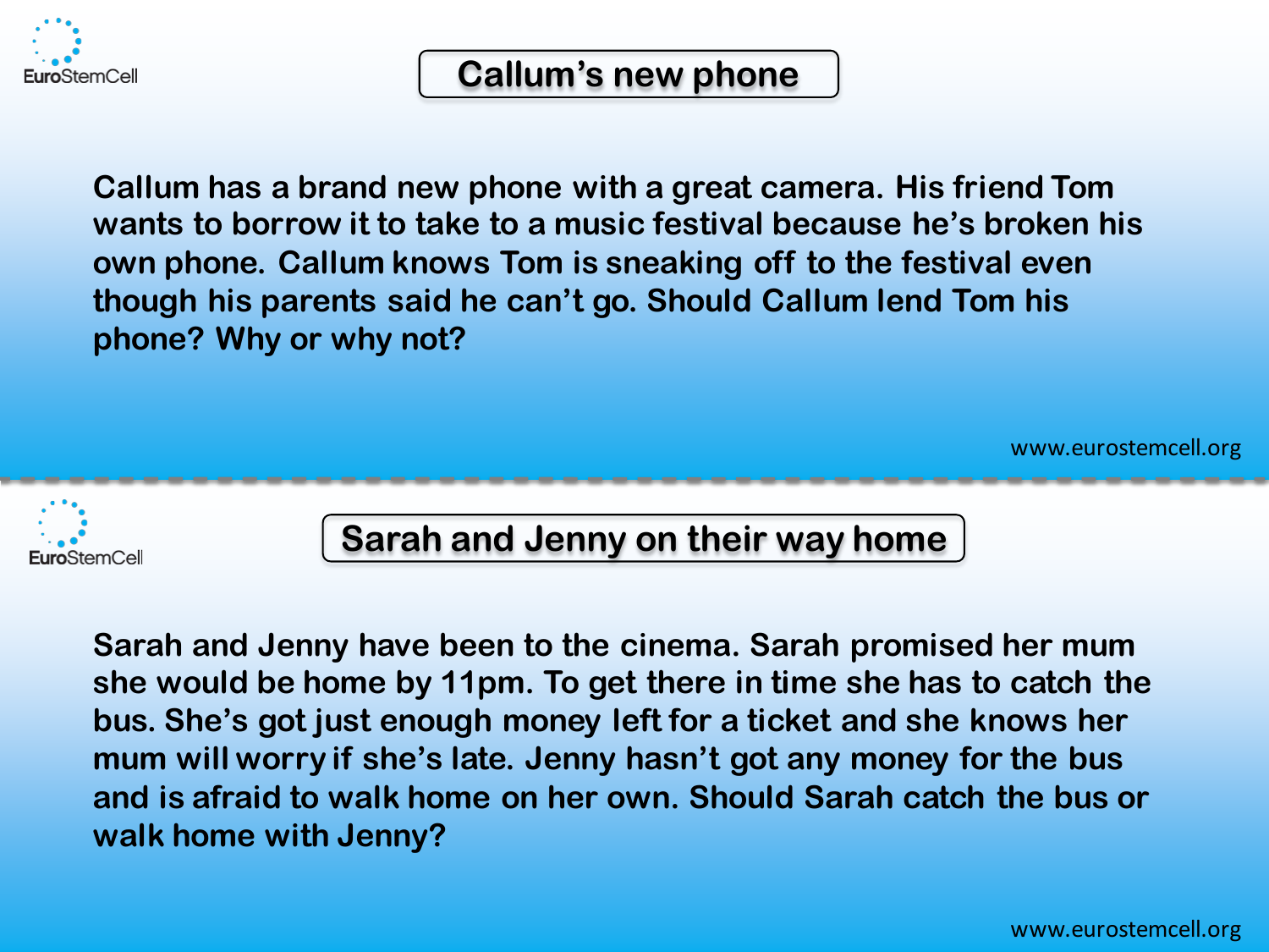## Callum's new phone

Callum has a brand new phone with a great camera. His friend Tom wants to borrow it to take to a music festival because he's broken his own phone. Callum knows Tom is sneaking off to the festival even though his parents said he can't go. Should Callum lend Tom his phone? Why or why not?

## Sarah and Jenny on their way home

Sarah and Jenny have been to the cinema. Sarah promised her mum she would be home by 11pm. To get there in time she has to catch the bus. She's got just enough money left for a ticket and she knows her mum will worry if she's late. Jenny hasn't got any money for the bus and is afraid to walk home on her own. Should Sarah catch the bus or walk home with Jenny?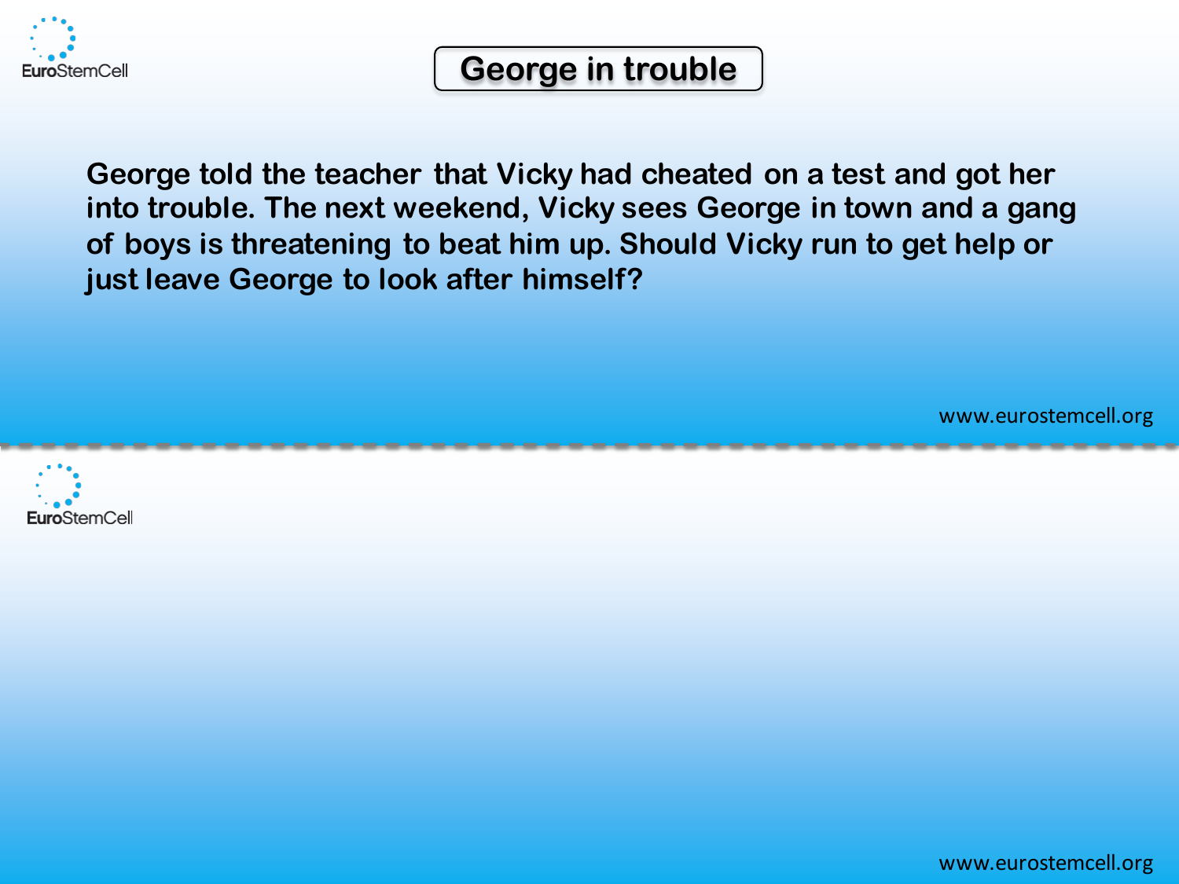# George in trouble

**George told the teacher that Vicky had cheated on a test and got her into trouble. The next weekend, Vicky sees George in town and a gang of boys is threatening to beat him up. Should Vicky run to get help or just leave George to look after himself?**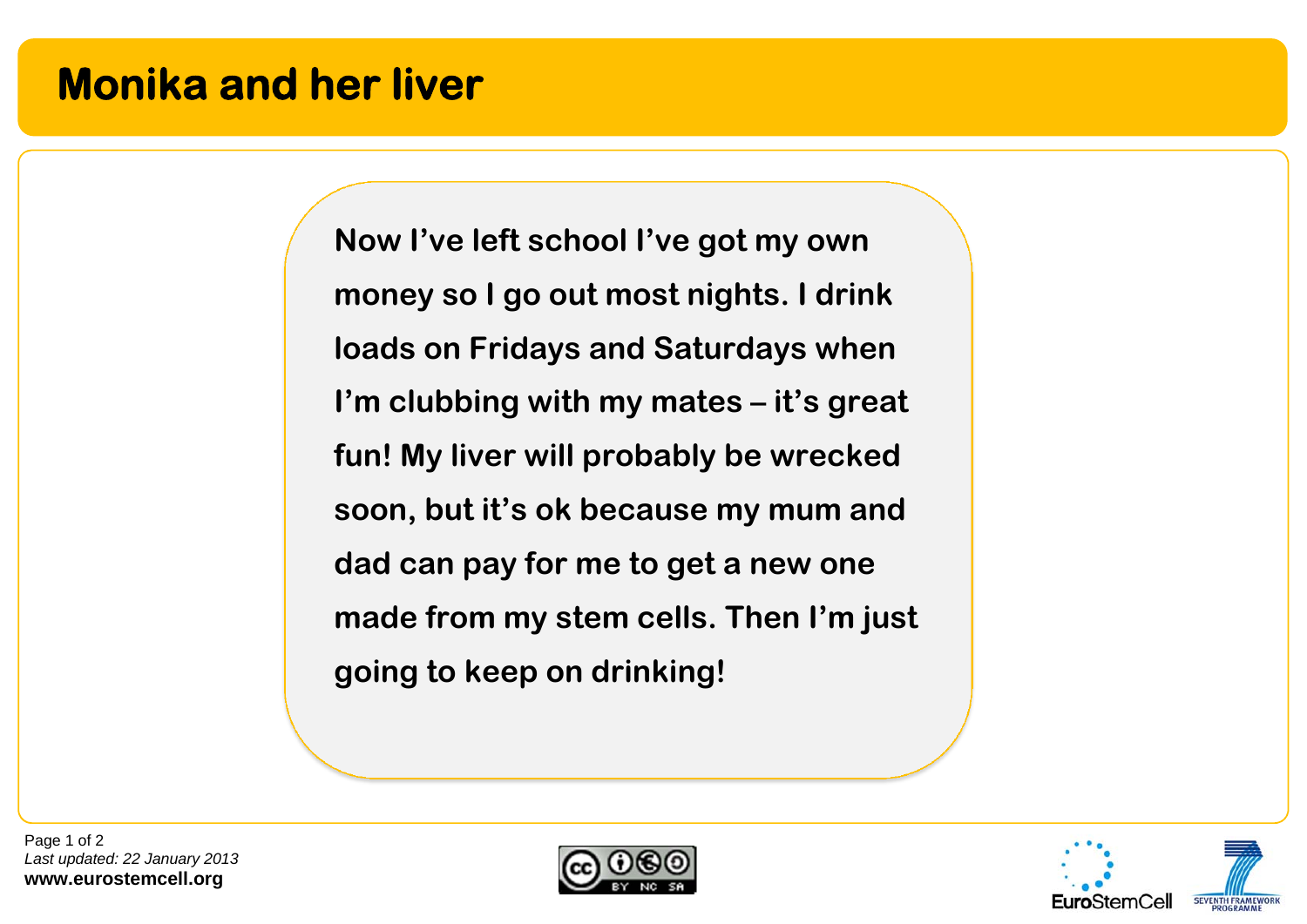# Monika and her liver

**Now I've left school I've got my own money so I go out most nights. I drink loads on Fridays and Saturdays when I'm clubbing with my mates – it's great fun! My liver will probably be wrecked soon, but it's ok because my mum and dad can pay for me to get a new one made from my stem cells. Then I'm just going to keep on drinking!**

*Last updated: 22 January 2013*

**www.eurostemcell.org**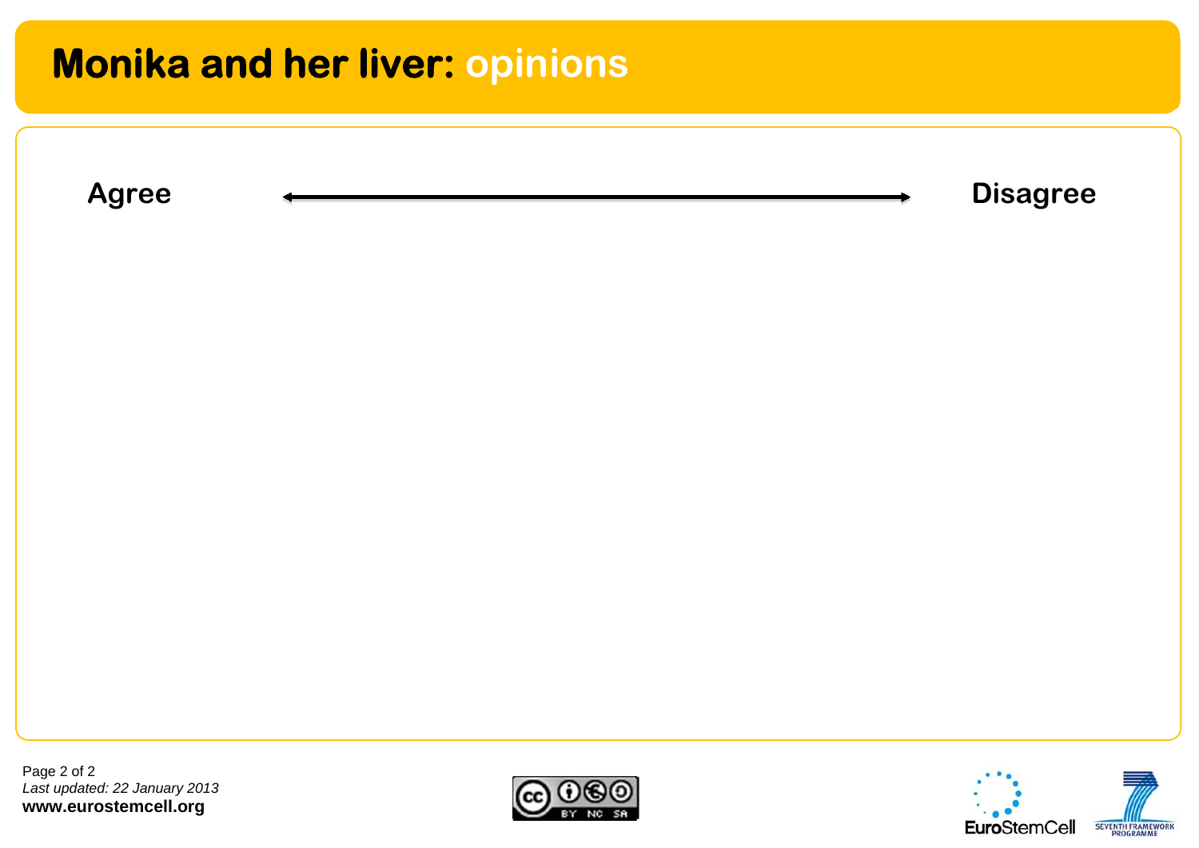# Monika and her liver: opinions

**Agree** ←――――――――――――――――――――――――→ **Disagree**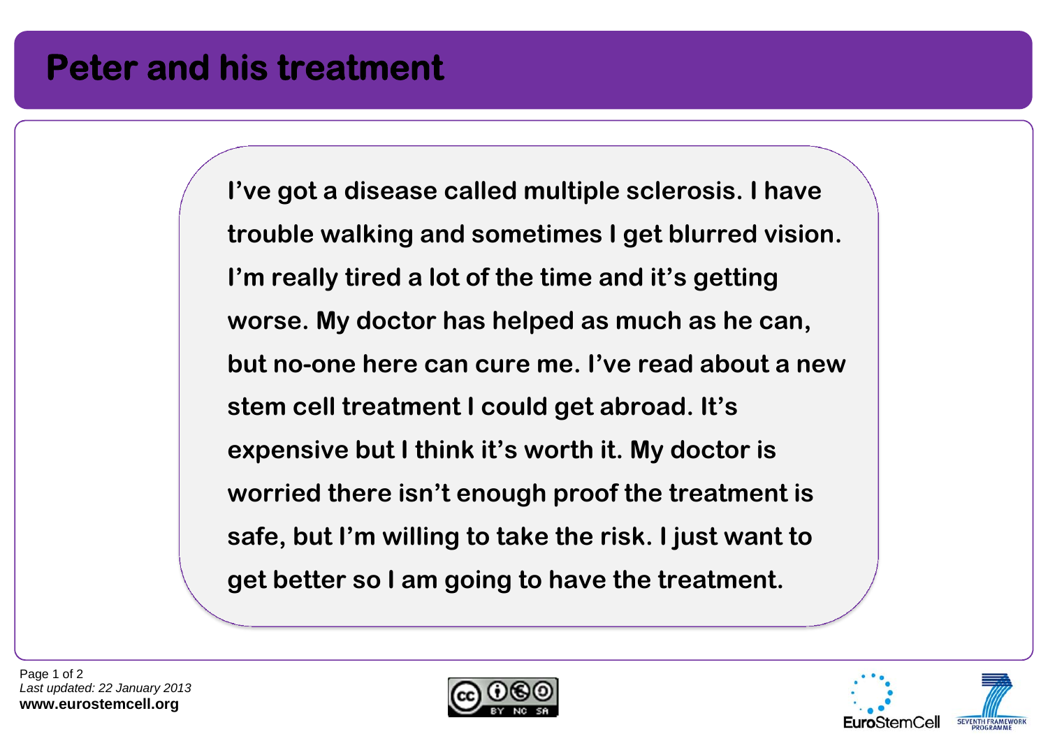# Peter and his treatment

**I've got a disease called multiple sclerosis. I have trouble walking and sometimes I get blurred vision. I'm really tired a lot of the time and it's getting worse. My doctor has helped as much as he can, but no-one here can cure me. I've read about a new stem cell treatment I could get abroad. It's expensive but I think it's worth it. My doctor is worried there isn't enough proof the treatment is safe, but I'm willing to take the risk. I just want to get better so I am going to have the treatment.**

*Last updated: 22 January 2013*
**www.eurostemcell.org**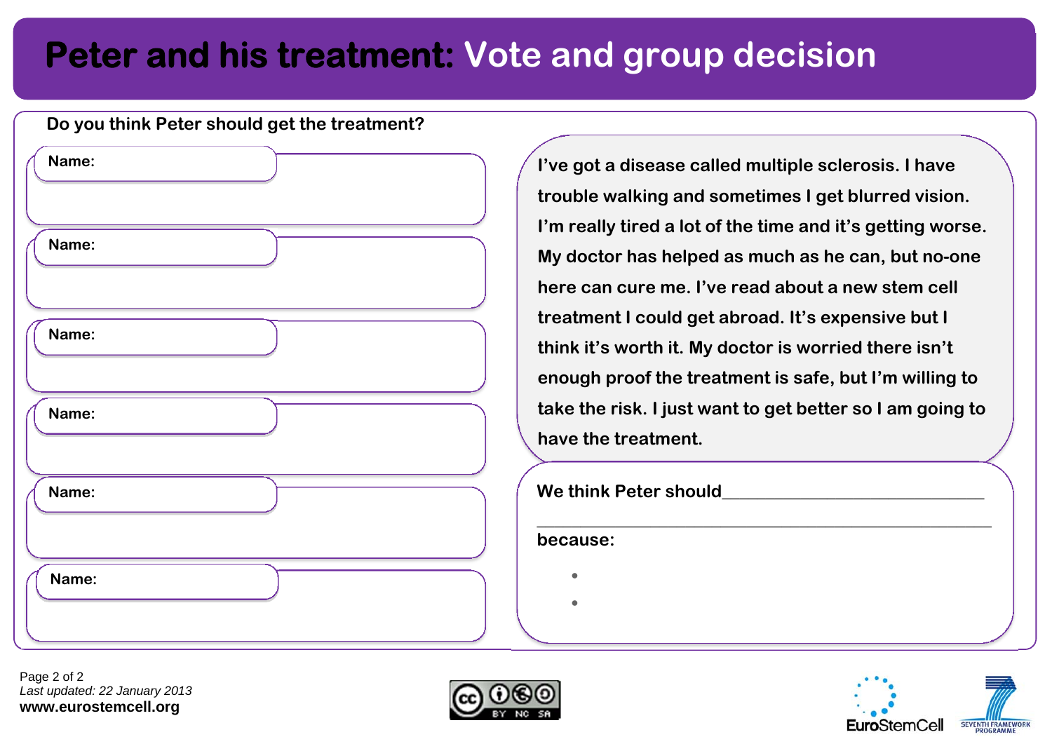# Peter and his treatment: Vote and group decision

**Do you think Peter should get the treatment?**

**Name:**

**Name:**

**Name:**

**Name:**

**Name:**

**Name:**

**I've got a disease called multiple sclerosis. I have trouble walking and sometimes I get blurred vision. I'm really tired a lot of the time and it's getting worse. My doctor has helped as much as he can, but no-one here can cure me. I've read about a new stem cell treatment I could get abroad. It's expensive but I think it's worth it. My doctor is worried there isn't enough proof the treatment is safe, but I'm willing to take the risk. I just want to get better so I am going to have the treatment.**

**We think Peter should**\_\_\_\_\_\_\_\_\_\_\_\_\_\_\_\_\_\_\_\_\_\_\_\_\_\_\_\_\_\_

\_\_\_\_\_\_\_\_\_\_\_\_\_\_\_\_\_\_\_\_\_\_\_\_\_\_\_\_\_\_\_\_\_\_\_\_\_\_\_\_\_\_\_\_\_\_

**because:**

- 
- 

*Last updated: 22 January 2013*

**www.eurostemcell.org**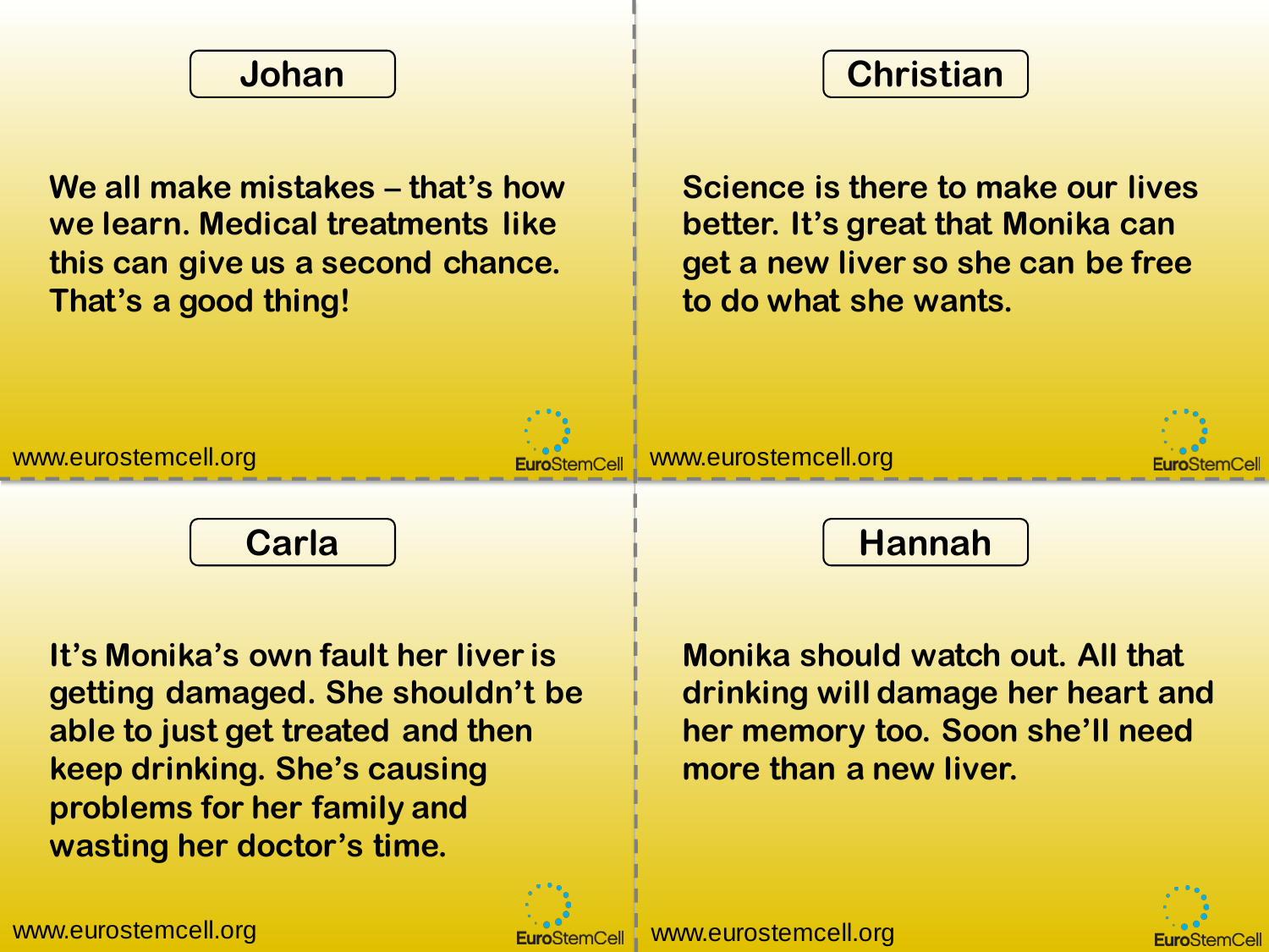## Johan

We all make mistakes – that's how we learn. Medical treatments like this can give us a second chance. That's a good thing!

www.eurostemcell.org

EuroStemCell

## Christian

Science is there to make our lives better. It's great that Monika can get a new liver so she can be free to do what she wants.

www.eurostemcell.org

EuroStemCell

## Carla

It's Monika's own fault her liver is getting damaged. She shouldn't be able to just get treated and then keep drinking. She's causing problems for her family and wasting her doctor's time.

www.eurostemcell.org

EuroStemCell

## Hannah

Monika should watch out. All that drinking will damage her heart and her memory too. Soon she'll need more than a new liver.

www.eurostemcell.org

EuroStemCell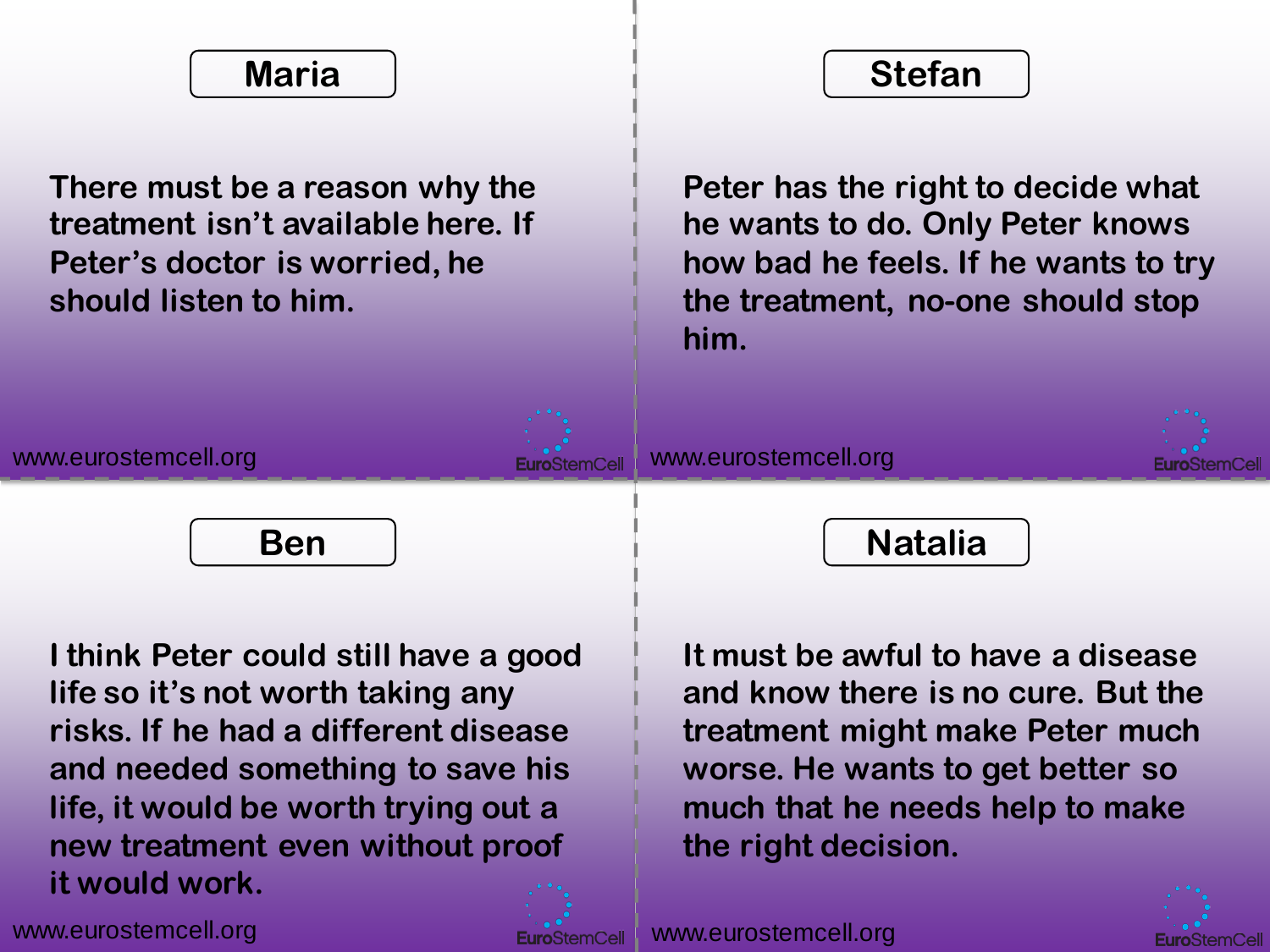## Maria

There must be a reason why the treatment isn't available here. If Peter's doctor is worried, he should listen to him.

www.eurostemcell.org

EuroStemCell

## Stefan

Peter has the right to decide what he wants to do. Only Peter knows how bad he feels. If he wants to try the treatment, no-one should stop him.

www.eurostemcell.org

EuroStemCell

## Ben

I think Peter could still have a good life so it's not worth taking any risks. If he had a different disease and needed something to save his life, it would be worth trying out a new treatment even without proof it would work.

www.eurostemcell.org

EuroStemCell

## Natalia

It must be awful to have a disease and know there is no cure. But the treatment might make Peter much worse. He wants to get better so much that he needs help to make the right decision.

www.eurostemcell.org

EuroStemCell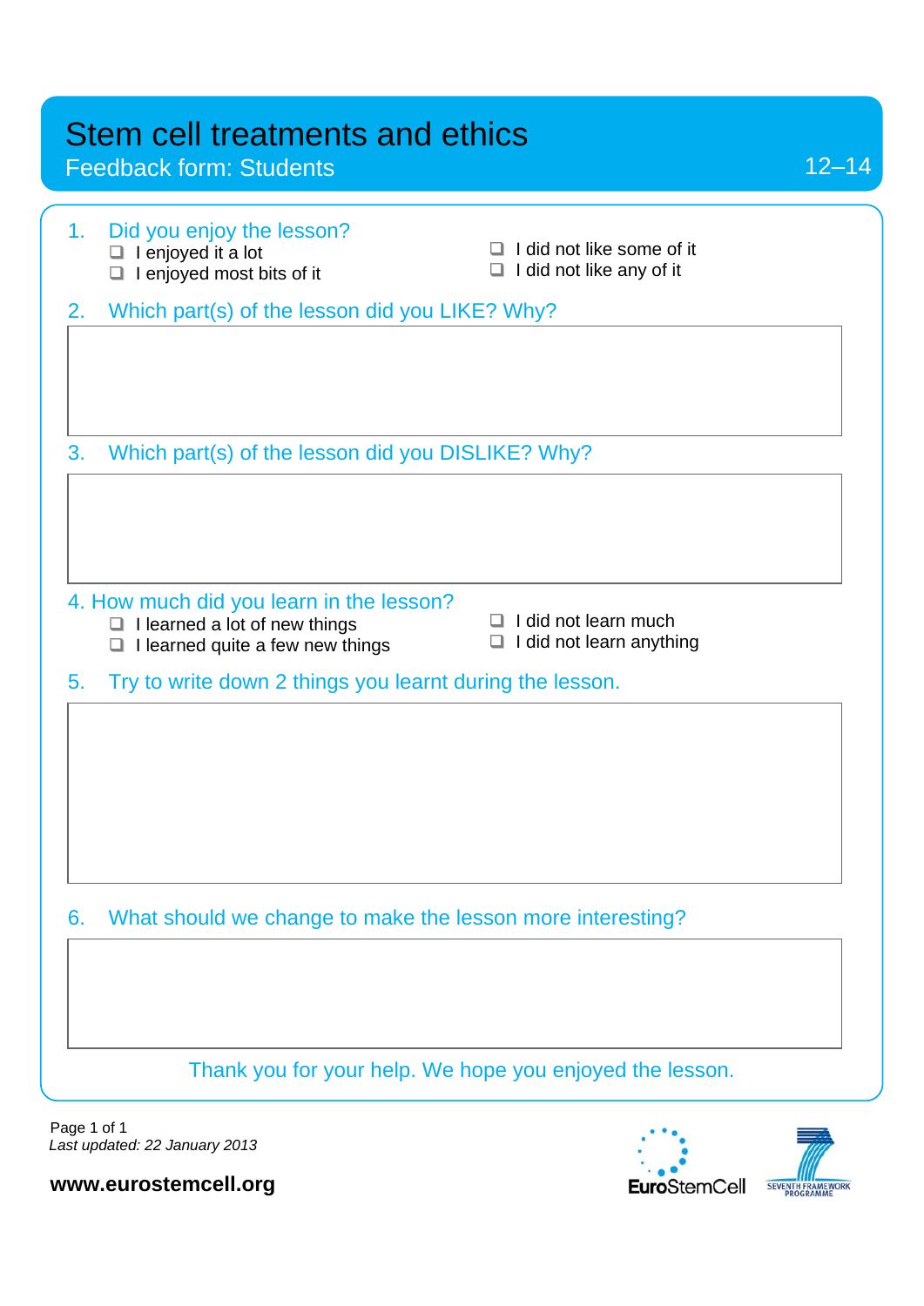# Stem cell treatments and ethics

## Feedback form: Students

12–14

1. Did you enjoy the lesson?
   - ❑ I enjoyed it a lot
   - ❑ I enjoyed most bits of it
   - ❑ I did not like some of it
   - ❑ I did not like any of it

2. Which part(s) of the lesson did you LIKE? Why?

3. Which part(s) of the lesson did you DISLIKE? Why?

4. How much did you learn in the lesson?
   - ❑ I learned a lot of new things
   - ❑ I learned quite a few new things
   - ❑ I did not learn much
   - ❑ I did not learn anything

5. Try to write down 2 things you learnt during the lesson.

6. What should we change to make the lesson more interesting?

Thank you for your help. We hope you enjoyed the lesson.

*Last updated: 22 January 2013*

**www.eurostemcell.org**

EuroStemCell

SEVENTH FRAMEWORK PROGRAMME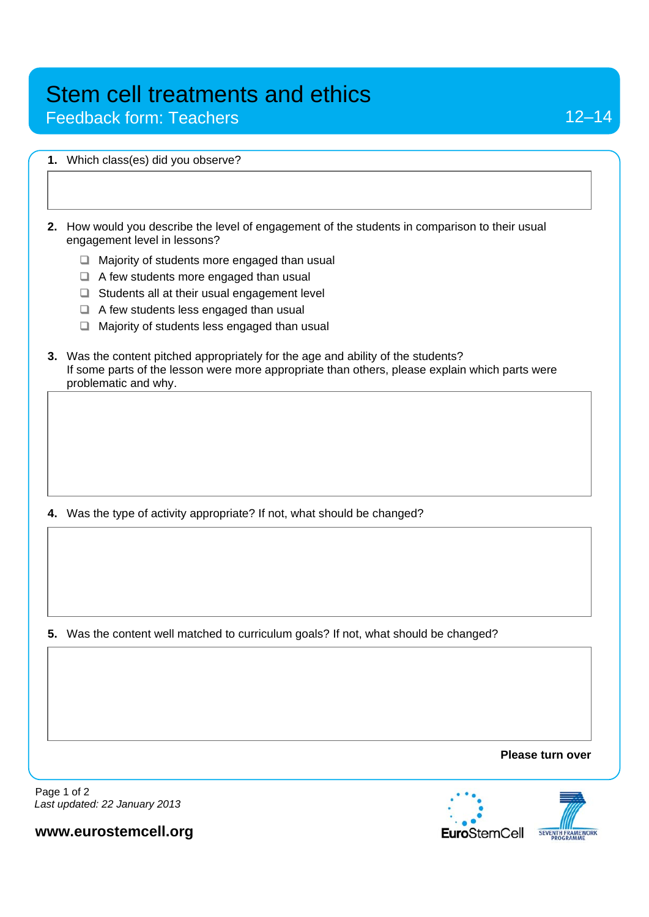# Stem cell treatments and ethics

## Feedback form: Teachers

12–14

1. Which class(es) did you observe?

2. How would you describe the level of engagement of the students in comparison to their usual engagement level in lessons?

   - ❑ Majority of students more engaged than usual
   - ❑ A few students more engaged than usual
   - ❑ Students all at their usual engagement level
   - ❑ A few students less engaged than usual
   - ❑ Majority of students less engaged than usual

3. Was the content pitched appropriately for the age and ability of the students?
   If some parts of the lesson were more appropriate than others, please explain which parts were problematic and why.

4. Was the type of activity appropriate? If not, what should be changed?

5. Was the content well matched to curriculum goals? If not, what should be changed?

**Please turn over**

*Last updated: 22 January 2013*

**www.eurostemcell.org**

EuroStemCell

SEVENTH FRAMEWORK PROGRAMME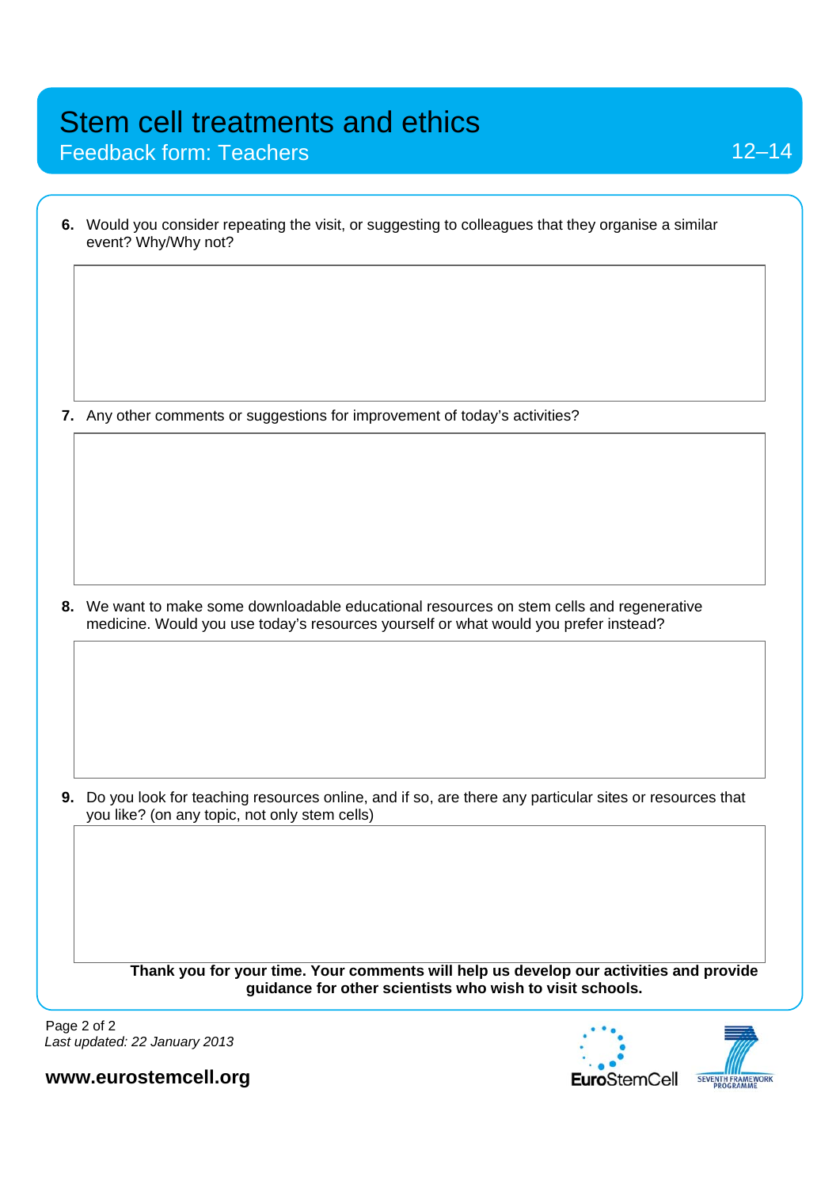# Stem cell treatments and ethics

## Feedback form: Teachers

12–14

**6.** Would you consider repeating the visit, or suggesting to colleagues that they organise a similar event? Why/Why not?

**7.** Any other comments or suggestions for improvement of today's activities?

**8.** We want to make some downloadable educational resources on stem cells and regenerative medicine. Would you use today's resources yourself or what would you prefer instead?

**9.** Do you look for teaching resources online, and if so, are there any particular sites or resources that you like? (on any topic, not only stem cells)

**Thank you for your time. Your comments will help us develop our activities and provide guidance for other scientists who wish to visit schools.**

*Last updated: 22 January 2013*

**www.eurostemcell.org**

EuroStemCell

SEVENTH FRAMEWORK PROGRAMME